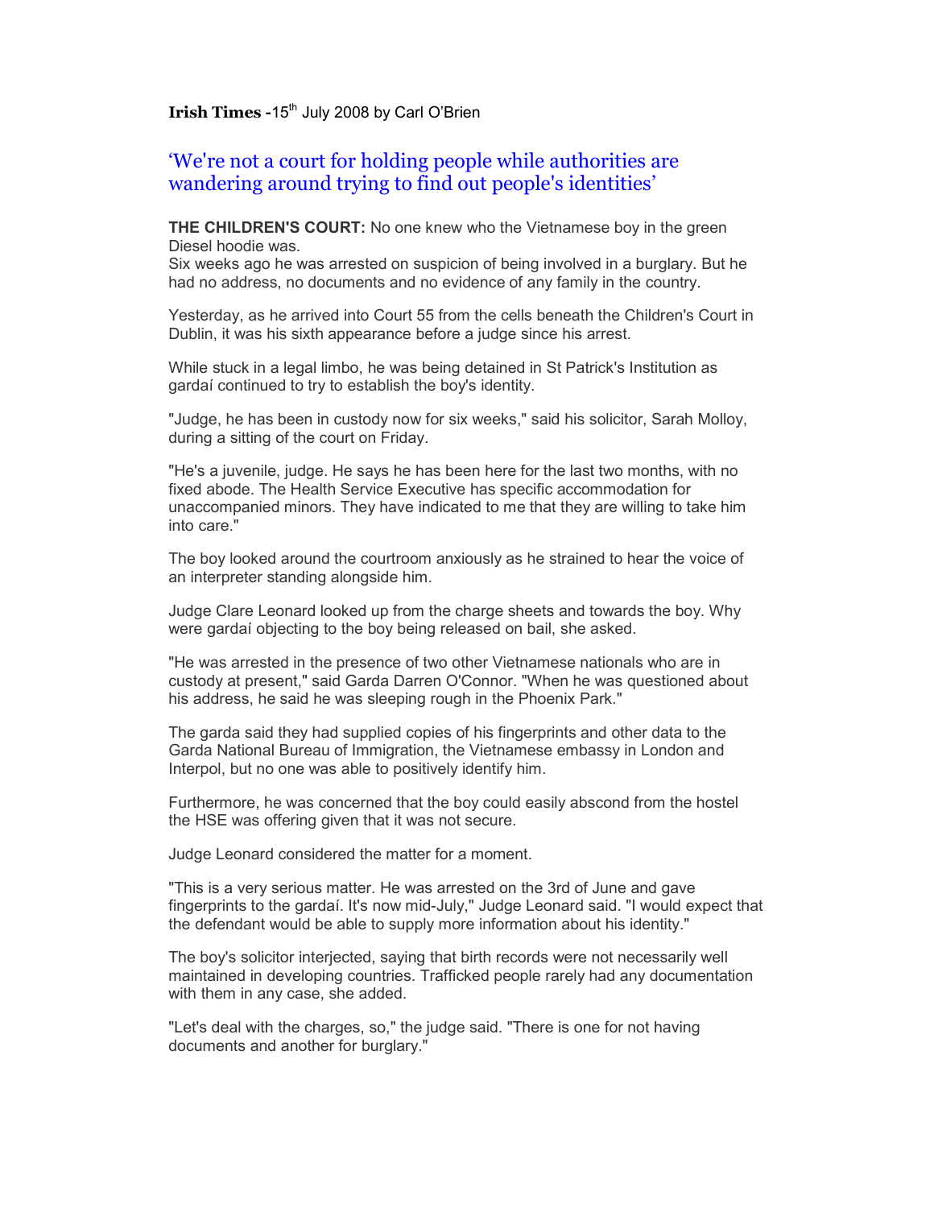**Irish Times** -15th July 2008 by Carl O'Brien

## 'We're not a court for holding people while authorities are wandering around trying to find out people's identities'

**THE CHILDREN'S COURT:** No one knew who the Vietnamese boy in the green Diesel hoodie was.
Six weeks ago he was arrested on suspicion of being involved in a burglary. But he had no address, no documents and no evidence of any family in the country.

Yesterday, as he arrived into Court 55 from the cells beneath the Children's Court in Dublin, it was his sixth appearance before a judge since his arrest.

While stuck in a legal limbo, he was being detained in St Patrick's Institution as gardaí continued to try to establish the boy's identity.

"Judge, he has been in custody now for six weeks," said his solicitor, Sarah Molloy, during a sitting of the court on Friday.

"He's a juvenile, judge. He says he has been here for the last two months, with no fixed abode. The Health Service Executive has specific accommodation for unaccompanied minors. They have indicated to me that they are willing to take him into care."

The boy looked around the courtroom anxiously as he strained to hear the voice of an interpreter standing alongside him.

Judge Clare Leonard looked up from the charge sheets and towards the boy. Why were gardaí objecting to the boy being released on bail, she asked.

"He was arrested in the presence of two other Vietnamese nationals who are in custody at present," said Garda Darren O'Connor. "When he was questioned about his address, he said he was sleeping rough in the Phoenix Park."

The garda said they had supplied copies of his fingerprints and other data to the Garda National Bureau of Immigration, the Vietnamese embassy in London and Interpol, but no one was able to positively identify him.

Furthermore, he was concerned that the boy could easily abscond from the hostel the HSE was offering given that it was not secure.

Judge Leonard considered the matter for a moment.

"This is a very serious matter. He was arrested on the 3rd of June and gave fingerprints to the gardaí. It's now mid-July," Judge Leonard said. "I would expect that the defendant would be able to supply more information about his identity."

The boy's solicitor interjected, saying that birth records were not necessarily well maintained in developing countries. Trafficked people rarely had any documentation with them in any case, she added.

"Let's deal with the charges, so," the judge said. "There is one for not having documents and another for burglary."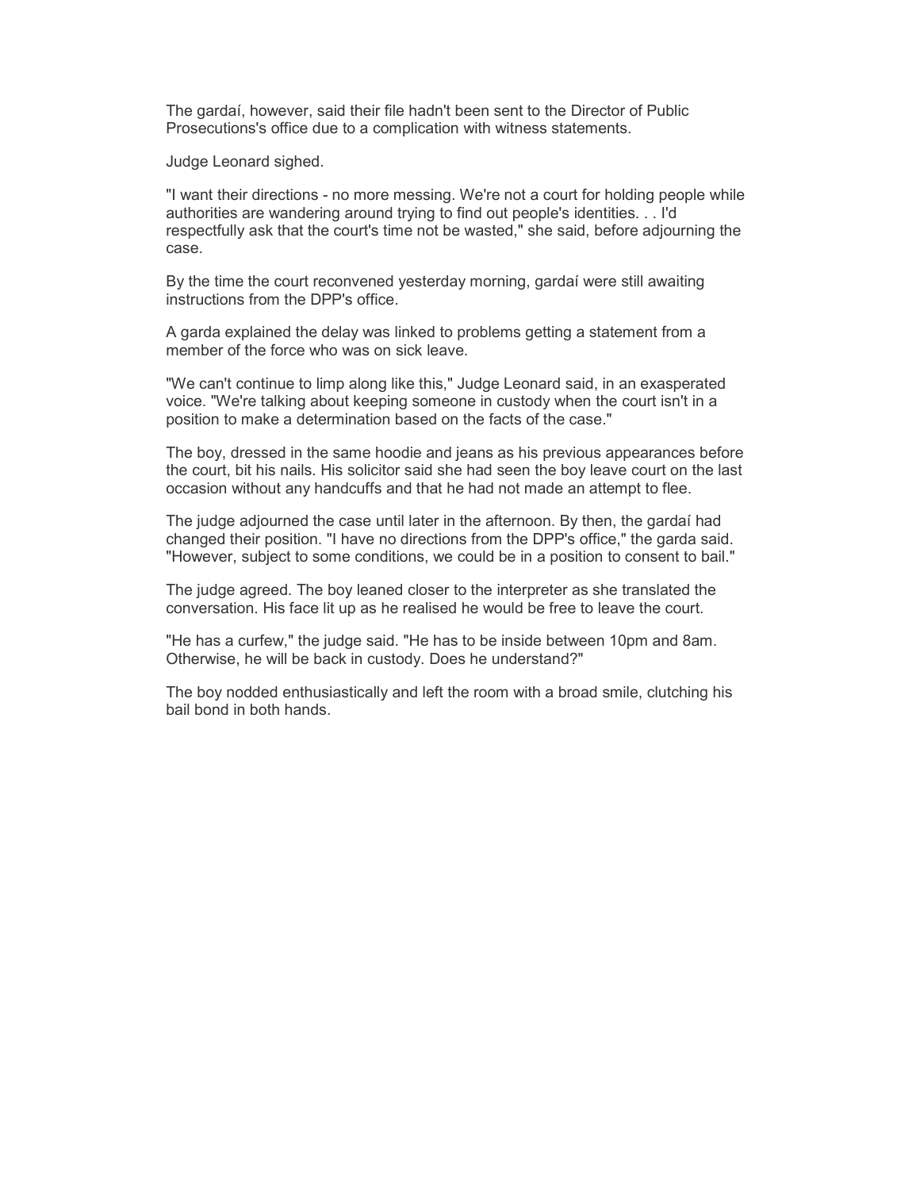The gardaí, however, said their file hadn't been sent to the Director of Public Prosecutions's office due to a complication with witness statements.

Judge Leonard sighed.

"I want their directions - no more messing. We're not a court for holding people while authorities are wandering around trying to find out people's identities. . . I'd respectfully ask that the court's time not be wasted," she said, before adjourning the case.

By the time the court reconvened yesterday morning, gardaí were still awaiting instructions from the DPP's office.

A garda explained the delay was linked to problems getting a statement from a member of the force who was on sick leave.

"We can't continue to limp along like this," Judge Leonard said, in an exasperated voice. "We're talking about keeping someone in custody when the court isn't in a position to make a determination based on the facts of the case."

The boy, dressed in the same hoodie and jeans as his previous appearances before the court, bit his nails. His solicitor said she had seen the boy leave court on the last occasion without any handcuffs and that he had not made an attempt to flee.

The judge adjourned the case until later in the afternoon. By then, the gardaí had changed their position. "I have no directions from the DPP's office," the garda said. "However, subject to some conditions, we could be in a position to consent to bail."

The judge agreed. The boy leaned closer to the interpreter as she translated the conversation. His face lit up as he realised he would be free to leave the court.

"He has a curfew," the judge said. "He has to be inside between 10pm and 8am. Otherwise, he will be back in custody. Does he understand?"

The boy nodded enthusiastically and left the room with a broad smile, clutching his bail bond in both hands.